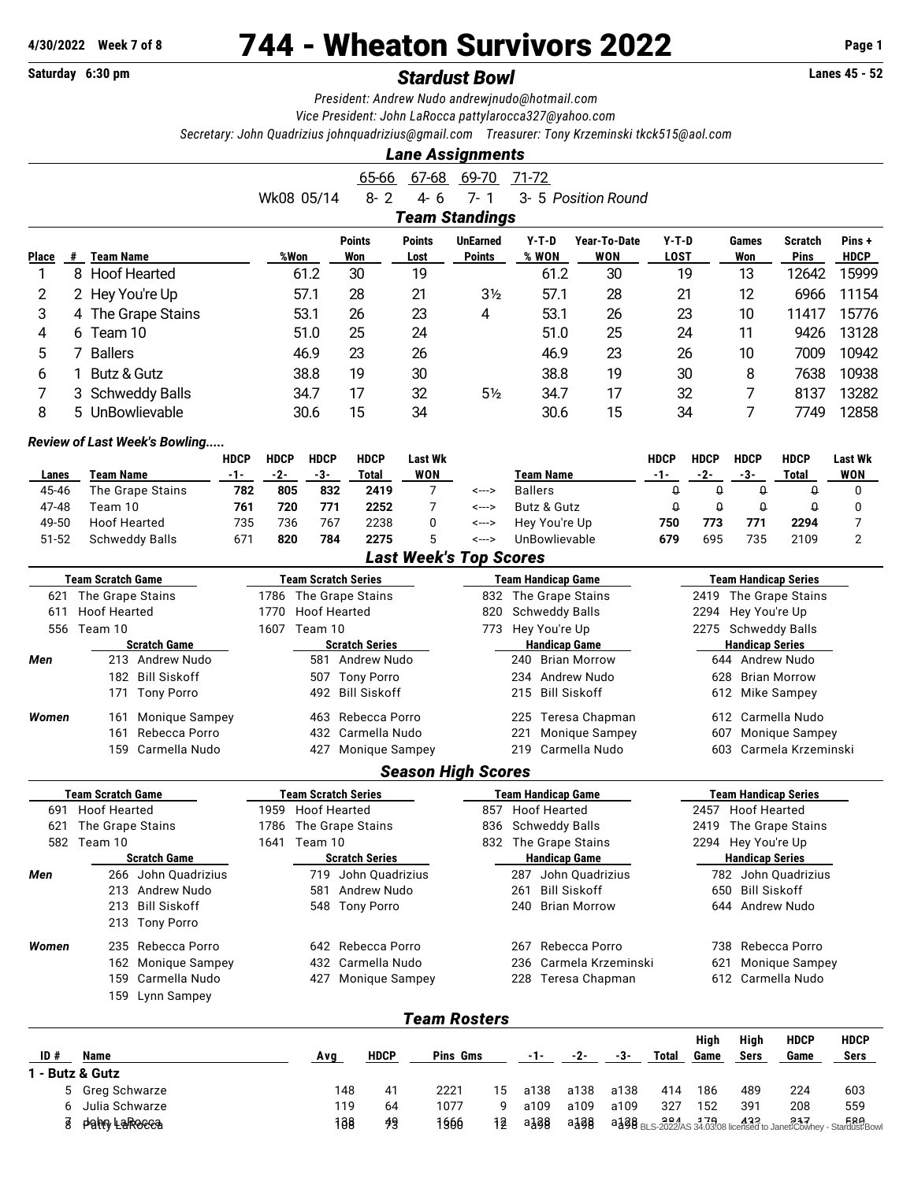**4/30/2022 Week 7 of 8** — **Saturday 6:30 pm** — **Lanes 45 - 52**

# 744 - Wheaton Survivors 2022

## *Stardust Bowl*

*President: Andrew Nudo andrewjnudo@hotmail.com*
*Vice President: John LaRocca pattylarocca327@yahoo.com*
*Secretary: John Quadrizius johnquadrizius@gmail.com Treasurer: Tony Krzeminski tkck515@aol.com*

### *Lane Assignments*

| | 65-66 | 67-68 | 69-70 | 71-72 | |
|---|---|---|---|---|---|
| Wk08 05/14 | 8- 2 | 4- 6 | 7- 1 | 3- 5 | *Position Round* |

### *Team Standings*

| Place | # | Team Name | %Won | Points Won | Points Lost | UnEarned Points | Y-T-D % WON | Year-To-Date WON | Y-T-D LOST | Games Won | Scratch Pins | Pins + HDCP |
|---|---|---|---|---|---|---|---|---|---|---|---|---|
| 1 | 8 | Hoof Hearted | 61.2 | 30 | 19 | | 61.2 | 30 | 19 | 13 | 12642 | 15999 |
| 2 | 2 | Hey You're Up | 57.1 | 28 | 21 | 3½ | 57.1 | 28 | 21 | 12 | 6966 | 11154 |
| 3 | 4 | The Grape Stains | 53.1 | 26 | 23 | 4 | 53.1 | 26 | 23 | 10 | 11417 | 15776 |
| 4 | 6 | Team 10 | 51.0 | 25 | 24 | | 51.0 | 25 | 24 | 11 | 9426 | 13128 |
| 5 | 7 | Ballers | 46.9 | 23 | 26 | | 46.9 | 23 | 26 | 10 | 7009 | 10942 |
| 6 | 1 | Butz & Gutz | 38.8 | 19 | 30 | | 38.8 | 19 | 30 | 8 | 7638 | 10938 |
| 7 | 3 | Schweddy Balls | 34.7 | 17 | 32 | 5½ | 34.7 | 17 | 32 | 7 | 8137 | 13282 |
| 8 | 5 | UnBowlievable | 30.6 | 15 | 34 | | 30.6 | 15 | 34 | 7 | 7749 | 12858 |

*Review of Last Week's Bowling.....*

| Lanes | Team Name | HDCP -1- | HDCP -2- | HDCP -3- | HDCP Total | Last Wk WON | | Team Name | HDCP -1- | HDCP -2- | HDCP -3- | HDCP Total | Last Wk WON |
|---|---|---|---|---|---|---|---|---|---|---|---|---|---|
| 45-46 | The Grape Stains | **782** | **805** | **832** | **2419** | 7 | <---> | Ballers | 0 | 0 | 0 | 0 | 0 |
| 47-48 | Team 10 | **761** | **720** | **771** | **2252** | 7 | <---> | Butz & Gutz | 0 | 0 | 0 | 0 | 0 |
| 49-50 | Hoof Hearted | 735 | 736 | 767 | 2238 | 0 | <---> | Hey You're Up | **750** | **773** | **771** | **2294** | 7 |
| 51-52 | Schweddy Balls | 671 | **820** | **784** | **2275** | 5 | <---> | UnBowlievable | **679** | 695 | 735 | 2109 | 2 |

### *Last Week's Top Scores*

| Team Scratch Game | Team Scratch Series | Team Handicap Game | Team Handicap Series |
|---|---|---|---|
| 621 The Grape Stains | 1786 The Grape Stains | 832 The Grape Stains | 2419 The Grape Stains |
| 611 Hoof Hearted | 1770 Hoof Hearted | 820 Schweddy Balls | 2294 Hey You're Up |
| 556 Team 10 | 1607 Team 10 | 773 Hey You're Up | 2275 Schweddy Balls |

| | Scratch Game | Scratch Series | Handicap Game | Handicap Series |
|---|---|---|---|---|
| *Men* | 213 Andrew Nudo | 581 Andrew Nudo | 240 Brian Morrow | 644 Andrew Nudo |
| | 182 Bill Siskoff | 507 Tony Porro | 234 Andrew Nudo | 628 Brian Morrow |
| | 171 Tony Porro | 492 Bill Siskoff | 215 Bill Siskoff | 612 Mike Sampey |
| *Women* | 161 Monique Sampey | 463 Rebecca Porro | 225 Teresa Chapman | 612 Carmella Nudo |
| | 161 Rebecca Porro | 432 Carmella Nudo | 221 Monique Sampey | 607 Monique Sampey |
| | 159 Carmella Nudo | 427 Monique Sampey | 219 Carmella Nudo | 603 Carmela Krzeminski |

### *Season High Scores*

| Team Scratch Game | Team Scratch Series | Team Handicap Game | Team Handicap Series |
|---|---|---|---|
| 691 Hoof Hearted | 1959 Hoof Hearted | 857 Hoof Hearted | 2457 Hoof Hearted |
| 621 The Grape Stains | 1786 The Grape Stains | 836 Schweddy Balls | 2419 The Grape Stains |
| 582 Team 10 | 1641 Team 10 | 832 The Grape Stains | 2294 Hey You're Up |

| | Scratch Game | Scratch Series | Handicap Game | Handicap Series |
|---|---|---|---|---|
| *Men* | 266 John Quadrizius | 719 John Quadrizius | 287 John Quadrizius | 782 John Quadrizius |
| | 213 Andrew Nudo | 581 Andrew Nudo | 261 Bill Siskoff | 650 Bill Siskoff |
| | 213 Bill Siskoff | 548 Tony Porro | 240 Brian Morrow | 644 Andrew Nudo |
| | 213 Tony Porro | | | |
| *Women* | 235 Rebecca Porro | 642 Rebecca Porro | 267 Rebecca Porro | 738 Rebecca Porro |
| | 162 Monique Sampey | 432 Carmella Nudo | 236 Carmela Krzeminski | 621 Monique Sampey |
| | 159 Carmella Nudo | 427 Monique Sampey | 228 Teresa Chapman | 612 Carmella Nudo |
| | 159 Lynn Sampey | | | |

### *Team Rosters*

| ID # | Name | Avg | HDCP | Pins | Gms | -1- | -2- | -3- | Total | High Game | High Sers | HDCP Game | HDCP Sers |
|---|---|---|---|---|---|---|---|---|---|---|---|---|---|
| **1 - Butz & Gutz** | | | | | | | | | | | | | |
| 5 | Greg Schwarze | 148 | 41 | 2221 | 15 | a138 | a138 | a138 | 414 | 186 | 489 | 224 | 603 |
| 6 | Julia Schwarze | 119 | 64 | 1077 | 9 | a109 | a109 | a109 | 327 | 152 | 391 | 208 | 559 |
| 7 / 8 | John LaRocca / Patty LaRocca | 138 / 108 | 49 / 73 | 1666 / 1300 | 12 / 12 | a128 / a98 | a128 / a98 | a128 / a98 | 384 / 294 | 179 | 432 | 217 | 580 |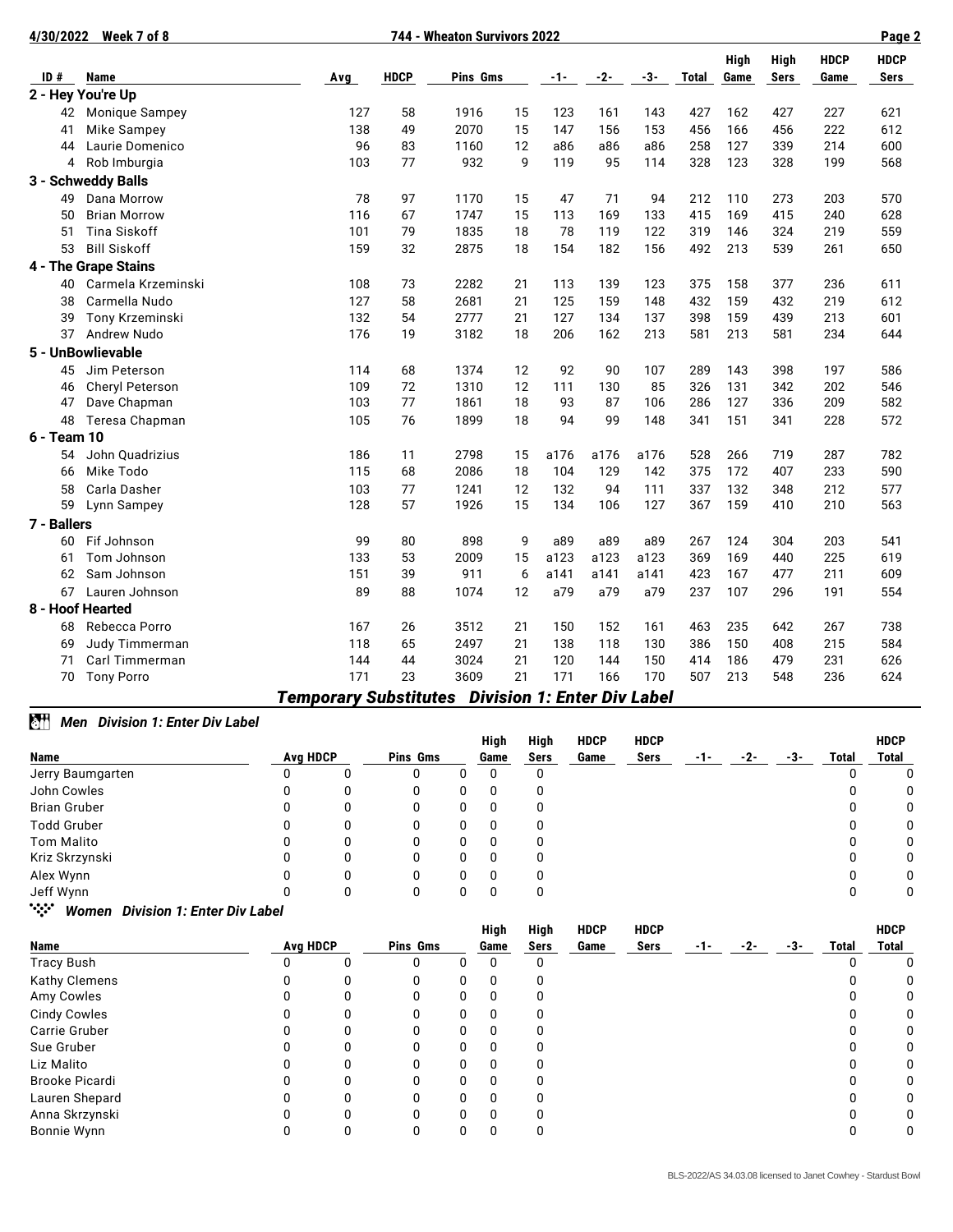| ID # | Name | Avg | HDCP | Pins | Gms | -1- | -2- | -3- | Total | High Game | High Sers | HDCP Game | HDCP Sers |
|---|---|---|---|---|---|---|---|---|---|---|---|---|---|
| **2 - Hey You're Up** | | | | | | | | | | | | | |
| 42 | Monique Sampey | 127 | 58 | 1916 | 15 | 123 | 161 | 143 | 427 | 162 | 427 | 227 | 621 |
| 41 | Mike Sampey | 138 | 49 | 2070 | 15 | 147 | 156 | 153 | 456 | 166 | 456 | 222 | 612 |
| 44 | Laurie Domenico | 96 | 83 | 1160 | 12 | a86 | a86 | a86 | 258 | 127 | 339 | 214 | 600 |
| 4 | Rob Imburgia | 103 | 77 | 932 | 9 | 119 | 95 | 114 | 328 | 123 | 328 | 199 | 568 |
| **3 - Schweddy Balls** | | | | | | | | | | | | | |
| 49 | Dana Morrow | 78 | 97 | 1170 | 15 | 47 | 71 | 94 | 212 | 110 | 273 | 203 | 570 |
| 50 | Brian Morrow | 116 | 67 | 1747 | 15 | 113 | 169 | 133 | 415 | 169 | 415 | 240 | 628 |
| 51 | Tina Siskoff | 101 | 79 | 1835 | 18 | 78 | 119 | 122 | 319 | 146 | 324 | 219 | 559 |
| 53 | Bill Siskoff | 159 | 32 | 2875 | 18 | 154 | 182 | 156 | 492 | 213 | 539 | 261 | 650 |
| **4 - The Grape Stains** | | | | | | | | | | | | | |
| 40 | Carmela Krzeminski | 108 | 73 | 2282 | 21 | 113 | 139 | 123 | 375 | 158 | 377 | 236 | 611 |
| 38 | Carmella Nudo | 127 | 58 | 2681 | 21 | 125 | 159 | 148 | 432 | 159 | 432 | 219 | 612 |
| 39 | Tony Krzeminski | 132 | 54 | 2777 | 21 | 127 | 134 | 137 | 398 | 159 | 439 | 213 | 601 |
| 37 | Andrew Nudo | 176 | 19 | 3182 | 18 | 206 | 162 | 213 | 581 | 213 | 581 | 234 | 644 |
| **5 - UnBowlievable** | | | | | | | | | | | | | |
| 45 | Jim Peterson | 114 | 68 | 1374 | 12 | 92 | 90 | 107 | 289 | 143 | 398 | 197 | 586 |
| 46 | Cheryl Peterson | 109 | 72 | 1310 | 12 | 111 | 130 | 85 | 326 | 131 | 342 | 202 | 546 |
| 47 | Dave Chapman | 103 | 77 | 1861 | 18 | 93 | 87 | 106 | 286 | 127 | 336 | 209 | 582 |
| 48 | Teresa Chapman | 105 | 76 | 1899 | 18 | 94 | 99 | 148 | 341 | 151 | 341 | 228 | 572 |
| **6 - Team 10** | | | | | | | | | | | | | |
| 54 | John Quadrizius | 186 | 11 | 2798 | 15 | a176 | a176 | a176 | 528 | 266 | 719 | 287 | 782 |
| 66 | Mike Todo | 115 | 68 | 2086 | 18 | 104 | 129 | 142 | 375 | 172 | 407 | 233 | 590 |
| 58 | Carla Dasher | 103 | 77 | 1241 | 12 | 132 | 94 | 111 | 337 | 132 | 348 | 212 | 577 |
| 59 | Lynn Sampey | 128 | 57 | 1926 | 15 | 134 | 106 | 127 | 367 | 159 | 410 | 210 | 563 |
| **7 - Ballers** | | | | | | | | | | | | | |
| 60 | Fif Johnson | 99 | 80 | 898 | 9 | a89 | a89 | a89 | 267 | 124 | 304 | 203 | 541 |
| 61 | Tom Johnson | 133 | 53 | 2009 | 15 | a123 | a123 | a123 | 369 | 169 | 440 | 225 | 619 |
| 62 | Sam Johnson | 151 | 39 | 911 | 6 | a141 | a141 | a141 | 423 | 167 | 477 | 211 | 609 |
| 67 | Lauren Johnson | 89 | 88 | 1074 | 12 | a79 | a79 | a79 | 237 | 107 | 296 | 191 | 554 |
| **8 - Hoof Hearted** | | | | | | | | | | | | | |
| 68 | Rebecca Porro | 167 | 26 | 3512 | 21 | 150 | 152 | 161 | 463 | 235 | 642 | 267 | 738 |
| 69 | Judy Timmerman | 118 | 65 | 2497 | 21 | 138 | 118 | 130 | 386 | 150 | 408 | 215 | 584 |
| 71 | Carl Timmerman | 144 | 44 | 3024 | 21 | 120 | 144 | 150 | 414 | 186 | 479 | 231 | 626 |
| 70 | Tony Porro | 171 | 23 | 3609 | 21 | 171 | 166 | 170 | 507 | 213 | 548 | 236 | 624 |

## *Temporary Substitutes Division 1: Enter Div Label*

### *Men Division 1: Enter Div Label*

| Name | Avg | HDCP | Pins | Gms | High Game | High Sers | HDCP Game | HDCP Sers | -1- | -2- | -3- | Total | HDCP Total |
|---|---|---|---|---|---|---|---|---|---|---|---|---|---|
| Jerry Baumgarten | 0 | 0 | 0 | 0 | 0 | 0 | | | | | | 0 | 0 |
| John Cowles | 0 | 0 | 0 | 0 | 0 | 0 | | | | | | 0 | 0 |
| Brian Gruber | 0 | 0 | 0 | 0 | 0 | 0 | | | | | | 0 | 0 |
| Todd Gruber | 0 | 0 | 0 | 0 | 0 | 0 | | | | | | 0 | 0 |
| Tom Malito | 0 | 0 | 0 | 0 | 0 | 0 | | | | | | 0 | 0 |
| Kriz Skrzynski | 0 | 0 | 0 | 0 | 0 | 0 | | | | | | 0 | 0 |
| Alex Wynn | 0 | 0 | 0 | 0 | 0 | 0 | | | | | | 0 | 0 |
| Jeff Wynn | 0 | 0 | 0 | 0 | 0 | 0 | | | | | | 0 | 0 |

### *Women Division 1: Enter Div Label*

| Name | Avg | HDCP | Pins | Gms | High Game | High Sers | HDCP Game | HDCP Sers | -1- | -2- | -3- | Total | HDCP Total |
|---|---|---|---|---|---|---|---|---|---|---|---|---|---|
| Tracy Bush | 0 | 0 | 0 | 0 | 0 | 0 | | | | | | 0 | 0 |
| Kathy Clemens | 0 | 0 | 0 | 0 | 0 | 0 | | | | | | 0 | 0 |
| Amy Cowles | 0 | 0 | 0 | 0 | 0 | 0 | | | | | | 0 | 0 |
| Cindy Cowles | 0 | 0 | 0 | 0 | 0 | 0 | | | | | | 0 | 0 |
| Carrie Gruber | 0 | 0 | 0 | 0 | 0 | 0 | | | | | | 0 | 0 |
| Sue Gruber | 0 | 0 | 0 | 0 | 0 | 0 | | | | | | 0 | 0 |
| Liz Malito | 0 | 0 | 0 | 0 | 0 | 0 | | | | | | 0 | 0 |
| Brooke Picardi | 0 | 0 | 0 | 0 | 0 | 0 | | | | | | 0 | 0 |
| Lauren Shepard | 0 | 0 | 0 | 0 | 0 | 0 | | | | | | 0 | 0 |
| Anna Skrzynski | 0 | 0 | 0 | 0 | 0 | 0 | | | | | | 0 | 0 |
| Bonnie Wynn | 0 | 0 | 0 | 0 | 0 | 0 | | | | | | 0 | 0 |